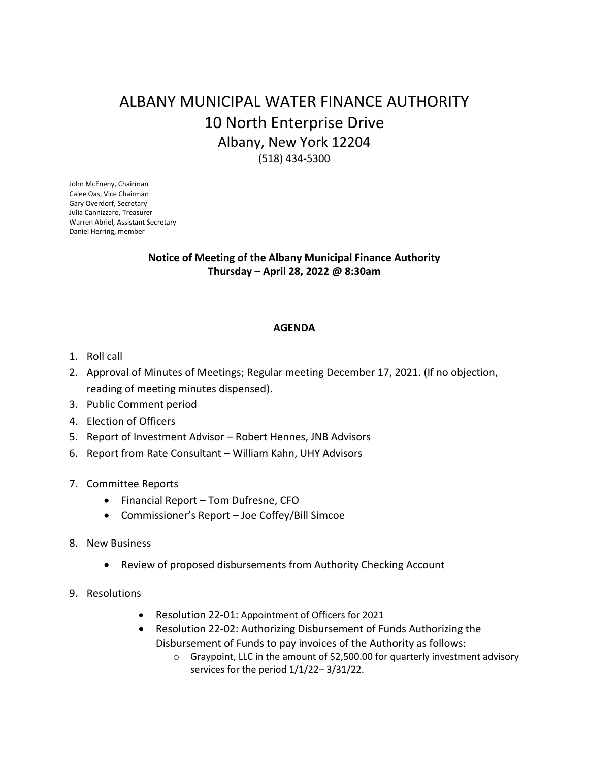# ALBANY MUNICIPAL WATER FINANCE AUTHORITY

## 10 North Enterprise Drive

### Albany, New York 12204

(518) 434-5300

John McEneny, Chairman
Calee Oas, Vice Chairman
Gary Overdorf, Secretary
Julia Cannizzaro, Treasurer
Warren Abriel, Assistant Secretary
Daniel Herring, member

**Notice of Meeting of the Albany Municipal Finance Authority**
**Thursday – April 28, 2022 @ 8:30am**

**AGENDA**

1. Roll call
2. Approval of Minutes of Meetings; Regular meeting December 17, 2021. (If no objection, reading of meeting minutes dispensed).
3. Public Comment period
4. Election of Officers
5. Report of Investment Advisor – Robert Hennes, JNB Advisors
6. Report from Rate Consultant – William Kahn, UHY Advisors
7. Committee Reports
   - Financial Report – Tom Dufresne, CFO
   - Commissioner's Report – Joe Coffey/Bill Simcoe
8. New Business
   - Review of proposed disbursements from Authority Checking Account
9. Resolutions
   - Resolution 22-01: Appointment of Officers for 2021
   - Resolution 22-02: Authorizing Disbursement of Funds Authorizing the Disbursement of Funds to pay invoices of the Authority as follows:
     - Graypoint, LLC in the amount of $2,500.00 for quarterly investment advisory services for the period 1/1/22– 3/31/22.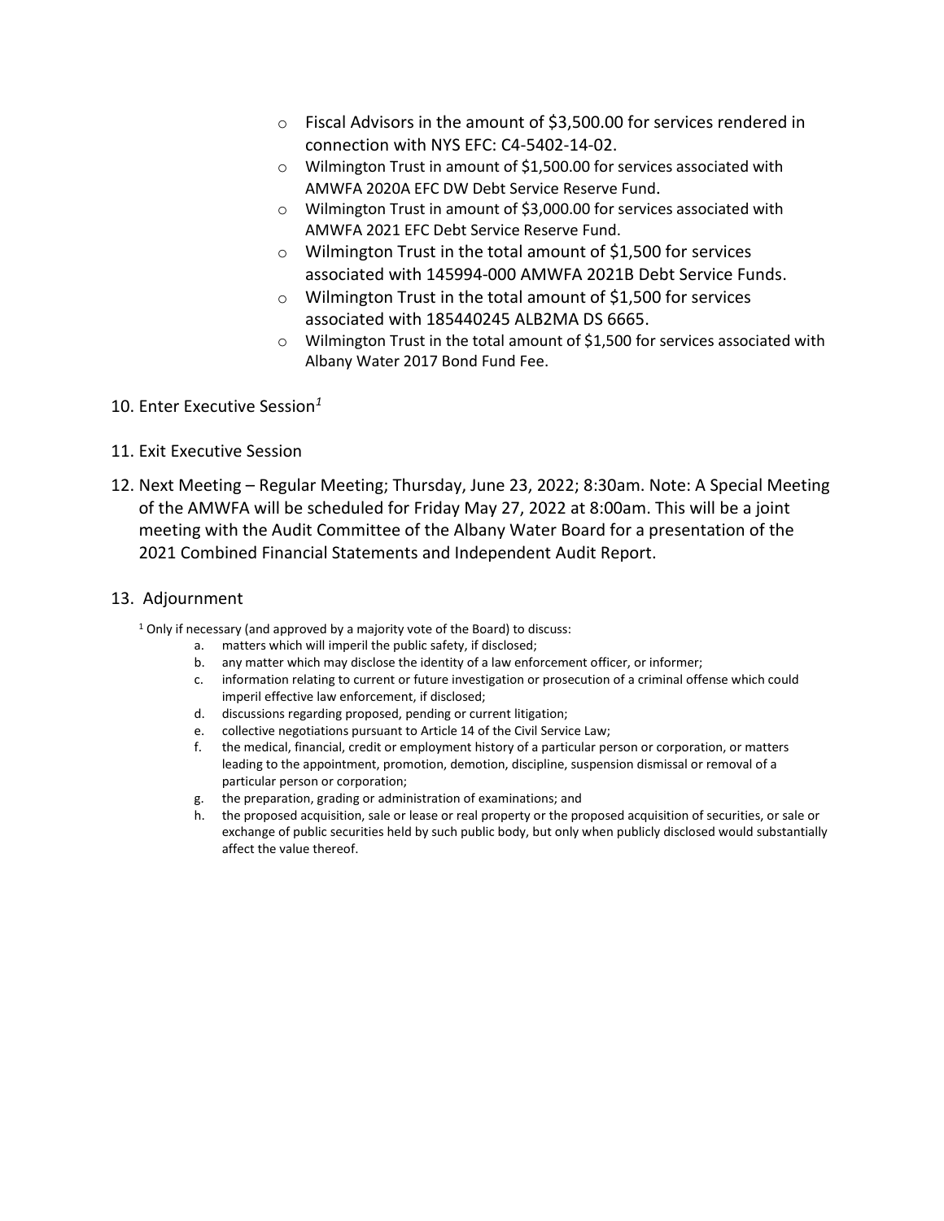- Fiscal Advisors in the amount of $3,500.00 for services rendered in connection with NYS EFC: C4-5402-14-02.
- Wilmington Trust in amount of $1,500.00 for services associated with AMWFA 2020A EFC DW Debt Service Reserve Fund.
- Wilmington Trust in amount of $3,000.00 for services associated with AMWFA 2021 EFC Debt Service Reserve Fund.
- Wilmington Trust in the total amount of $1,500 for services associated with 145994-000 AMWFA 2021B Debt Service Funds.
- Wilmington Trust in the total amount of $1,500 for services associated with 185440245 ALB2MA DS 6665.
- Wilmington Trust in the total amount of $1,500 for services associated with Albany Water 2017 Bond Fund Fee.

10. Enter Executive Session[1]

11. Exit Executive Session

12. Next Meeting – Regular Meeting; Thursday, June 23, 2022; 8:30am. Note: A Special Meeting of the AMWFA will be scheduled for Friday May 27, 2022 at 8:00am. This will be a joint meeting with the Audit Committee of the Albany Water Board for a presentation of the 2021 Combined Financial Statements and Independent Audit Report.

13. Adjournment

[1] Only if necessary (and approved by a majority vote of the Board) to discuss:

a. matters which will imperil the public safety, if disclosed;
b. any matter which may disclose the identity of a law enforcement officer, or informer;
c. information relating to current or future investigation or prosecution of a criminal offense which could imperil effective law enforcement, if disclosed;
d. discussions regarding proposed, pending or current litigation;
e. collective negotiations pursuant to Article 14 of the Civil Service Law;
f. the medical, financial, credit or employment history of a particular person or corporation, or matters leading to the appointment, promotion, demotion, discipline, suspension dismissal or removal of a particular person or corporation;
g. the preparation, grading or administration of examinations; and
h. the proposed acquisition, sale or lease or real property or the proposed acquisition of securities, or sale or exchange of public securities held by such public body, but only when publicly disclosed would substantially affect the value thereof.